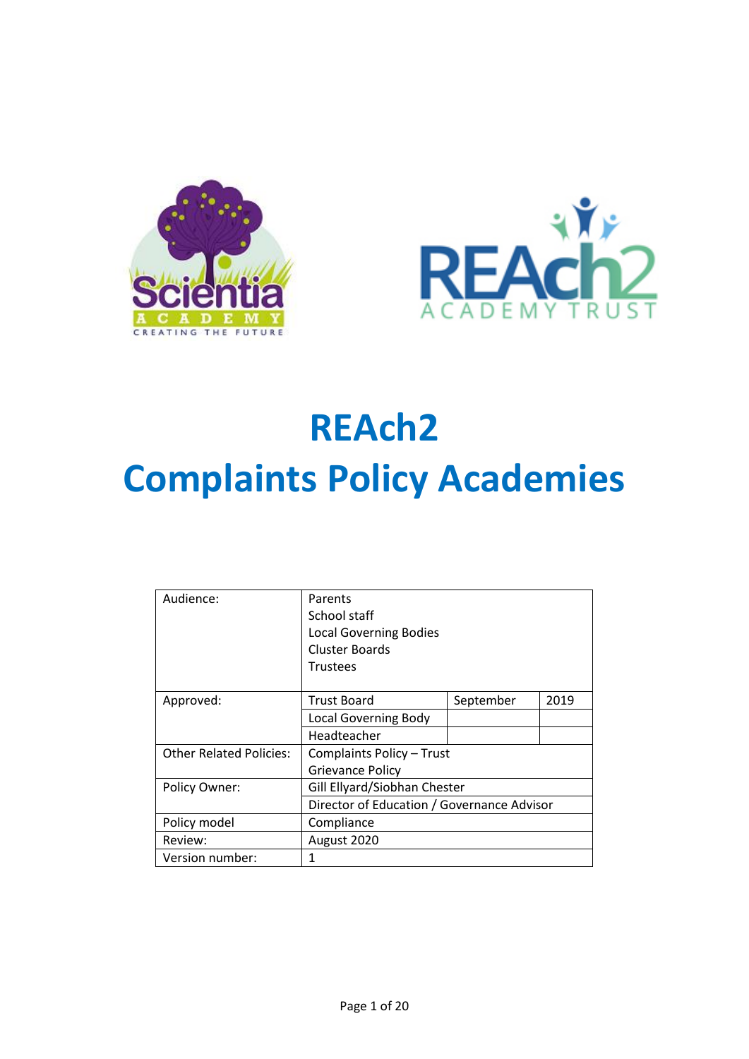# REAch2

# Complaints Policy Academies

| Audience: | Parents<br>School staff<br>Local Governing Bodies<br>Cluster Boards<br>Trustees | | |
|---|---|---|---|
| Approved: | Trust Board | September | 2019 |
| | Local Governing Body | | |
| | Headteacher | | |
| Other Related Policies: | Complaints Policy – Trust<br>Grievance Policy | | |
| Policy Owner: | Gill Ellyard/Siobhan Chester | | |
| | Director of Education / Governance Advisor | | |
| Policy model | Compliance | | |
| Review: | August 2020 | | |
| Version number: | 1 | | |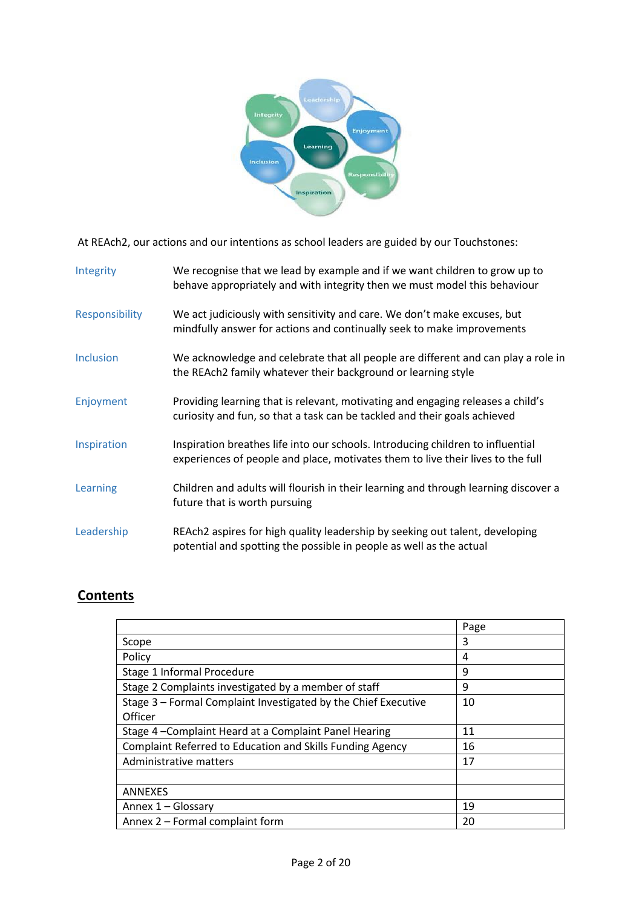At REAch2, our actions and our intentions as school leaders are guided by our Touchstones:

| | |
|---|---|
| Integrity | We recognise that we lead by example and if we want children to grow up to behave appropriately and with integrity then we must model this behaviour |
| Responsibility | We act judiciously with sensitivity and care. We don't make excuses, but mindfully answer for actions and continually seek to make improvements |
| Inclusion | We acknowledge and celebrate that all people are different and can play a role in the REAch2 family whatever their background or learning style |
| Enjoyment | Providing learning that is relevant, motivating and engaging releases a child's curiosity and fun, so that a task can be tackled and their goals achieved |
| Inspiration | Inspiration breathes life into our schools. Introducing children to influential experiences of people and place, motivates them to live their lives to the full |
| Learning | Children and adults will flourish in their learning and through learning discover a future that is worth pursuing |
| Leadership | REAch2 aspires for high quality leadership by seeking out talent, developing potential and spotting the possible in people as well as the actual |

## Contents

| | Page |
|---|---|
| Scope | 3 |
| Policy | 4 |
| Stage 1 Informal Procedure | 9 |
| Stage 2 Complaints investigated by a member of staff | 9 |
| Stage 3 – Formal Complaint Investigated by the Chief Executive Officer | 10 |
| Stage 4 –Complaint Heard at a Complaint Panel Hearing | 11 |
| Complaint Referred to Education and Skills Funding Agency | 16 |
| Administrative matters | 17 |
| | |
| ANNEXES | |
| Annex 1 – Glossary | 19 |
| Annex 2 – Formal complaint form | 20 |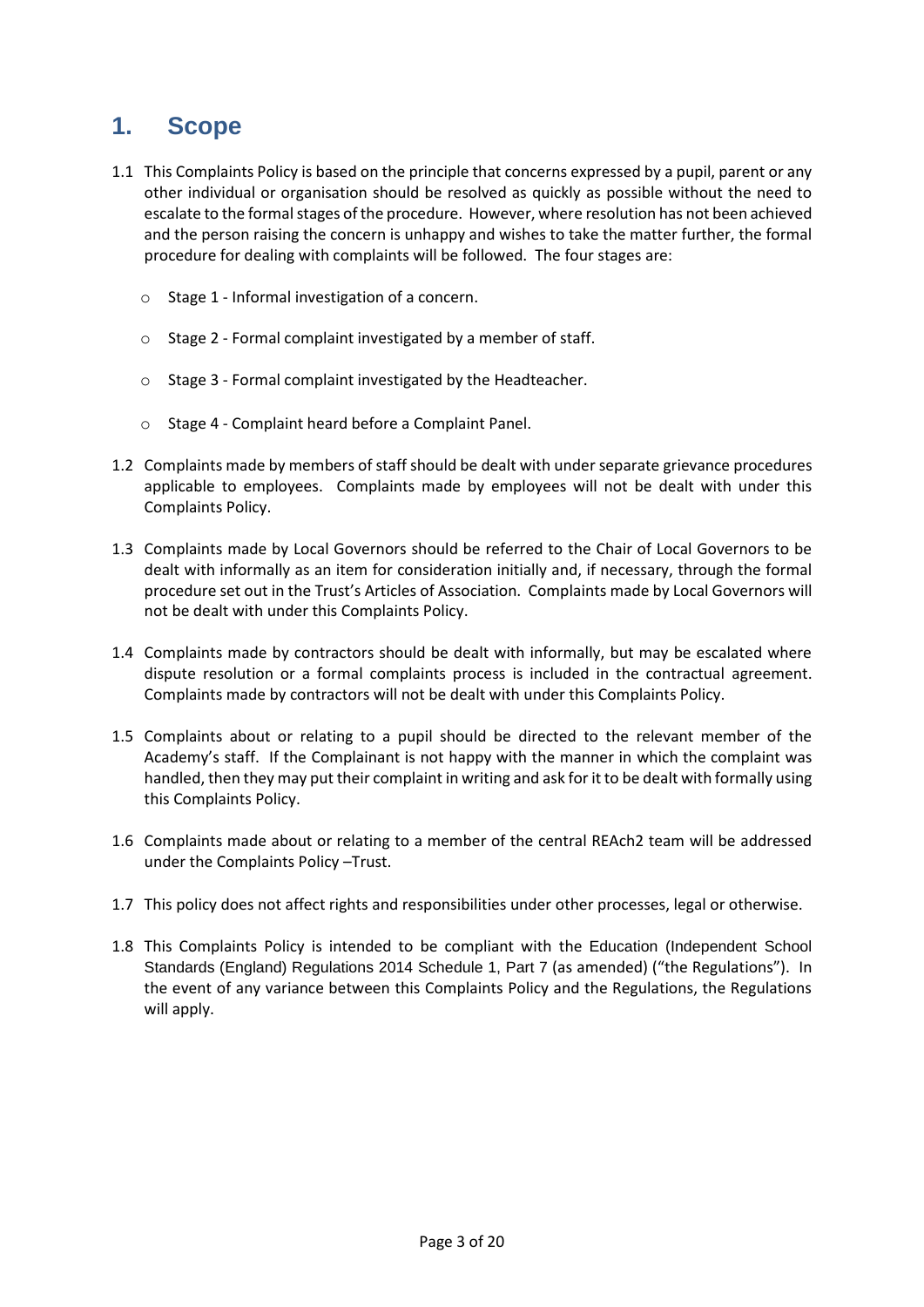## 1. Scope

1.1 This Complaints Policy is based on the principle that concerns expressed by a pupil, parent or any other individual or organisation should be resolved as quickly as possible without the need to escalate to the formal stages of the procedure. However, where resolution has not been achieved and the person raising the concern is unhappy and wishes to take the matter further, the formal procedure for dealing with complaints will be followed. The four stages are:

- Stage 1 - Informal investigation of a concern.
- Stage 2 - Formal complaint investigated by a member of staff.
- Stage 3 - Formal complaint investigated by the Headteacher.
- Stage 4 - Complaint heard before a Complaint Panel.

1.2 Complaints made by members of staff should be dealt with under separate grievance procedures applicable to employees. Complaints made by employees will not be dealt with under this Complaints Policy.

1.3 Complaints made by Local Governors should be referred to the Chair of Local Governors to be dealt with informally as an item for consideration initially and, if necessary, through the formal procedure set out in the Trust's Articles of Association. Complaints made by Local Governors will not be dealt with under this Complaints Policy.

1.4 Complaints made by contractors should be dealt with informally, but may be escalated where dispute resolution or a formal complaints process is included in the contractual agreement. Complaints made by contractors will not be dealt with under this Complaints Policy.

1.5 Complaints about or relating to a pupil should be directed to the relevant member of the Academy's staff. If the Complainant is not happy with the manner in which the complaint was handled, then they may put their complaint in writing and ask for it to be dealt with formally using this Complaints Policy.

1.6 Complaints made about or relating to a member of the central REAch2 team will be addressed under the Complaints Policy –Trust.

1.7 This policy does not affect rights and responsibilities under other processes, legal or otherwise.

1.8 This Complaints Policy is intended to be compliant with the Education (Independent School Standards (England) Regulations 2014 Schedule 1, Part 7 (as amended) ("the Regulations"). In the event of any variance between this Complaints Policy and the Regulations, the Regulations will apply.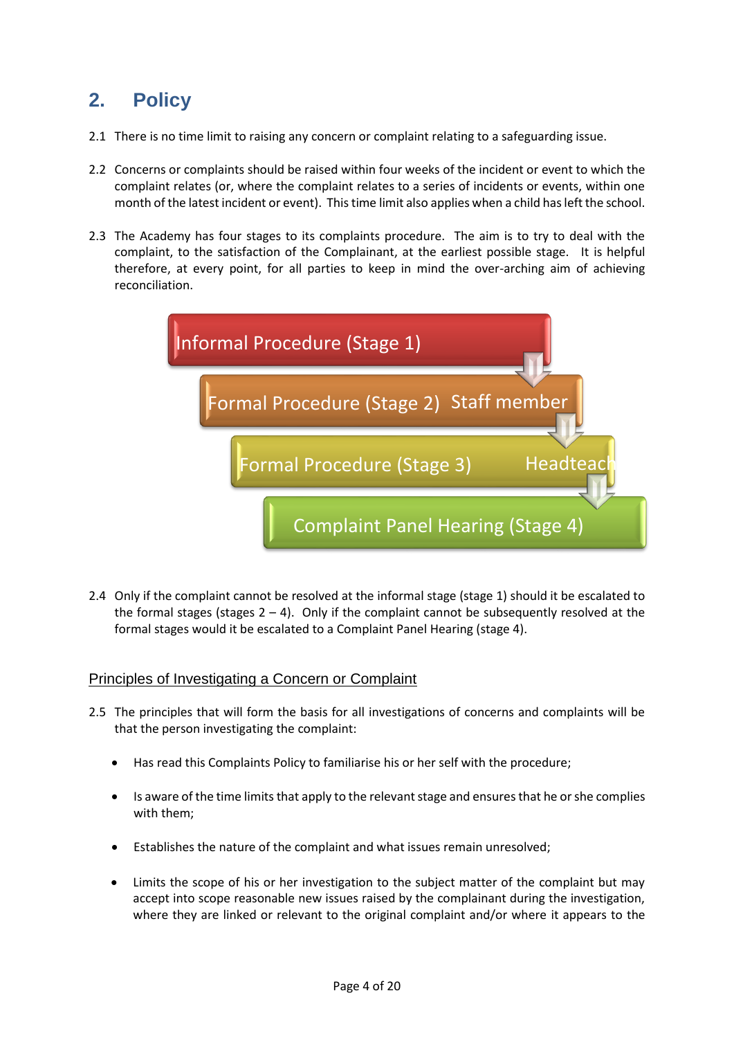## 2. Policy

2.1 There is no time limit to raising any concern or complaint relating to a safeguarding issue.

2.2 Concerns or complaints should be raised within four weeks of the incident or event to which the complaint relates (or, where the complaint relates to a series of incidents or events, within one month of the latest incident or event). This time limit also applies when a child has left the school.

2.3 The Academy has four stages to its complaints procedure. The aim is to try to deal with the complaint, to the satisfaction of the Complainant, at the earliest possible stage. It is helpful therefore, at every point, for all parties to keep in mind the over-arching aim of achieving reconciliation.

- Informal Procedure (Stage 1)
- Formal Procedure (Stage 2) Staff member
- Formal Procedure (Stage 3) Headteach
- Complaint Panel Hearing (Stage 4)

2.4 Only if the complaint cannot be resolved at the informal stage (stage 1) should it be escalated to the formal stages (stages 2 – 4). Only if the complaint cannot be subsequently resolved at the formal stages would it be escalated to a Complaint Panel Hearing (stage 4).

### Principles of Investigating a Concern or Complaint

2.5 The principles that will form the basis for all investigations of concerns and complaints will be that the person investigating the complaint:

- Has read this Complaints Policy to familiarise his or her self with the procedure;
- Is aware of the time limits that apply to the relevant stage and ensures that he or she complies with them;
- Establishes the nature of the complaint and what issues remain unresolved;
- Limits the scope of his or her investigation to the subject matter of the complaint but may accept into scope reasonable new issues raised by the complainant during the investigation, where they are linked or relevant to the original complaint and/or where it appears to the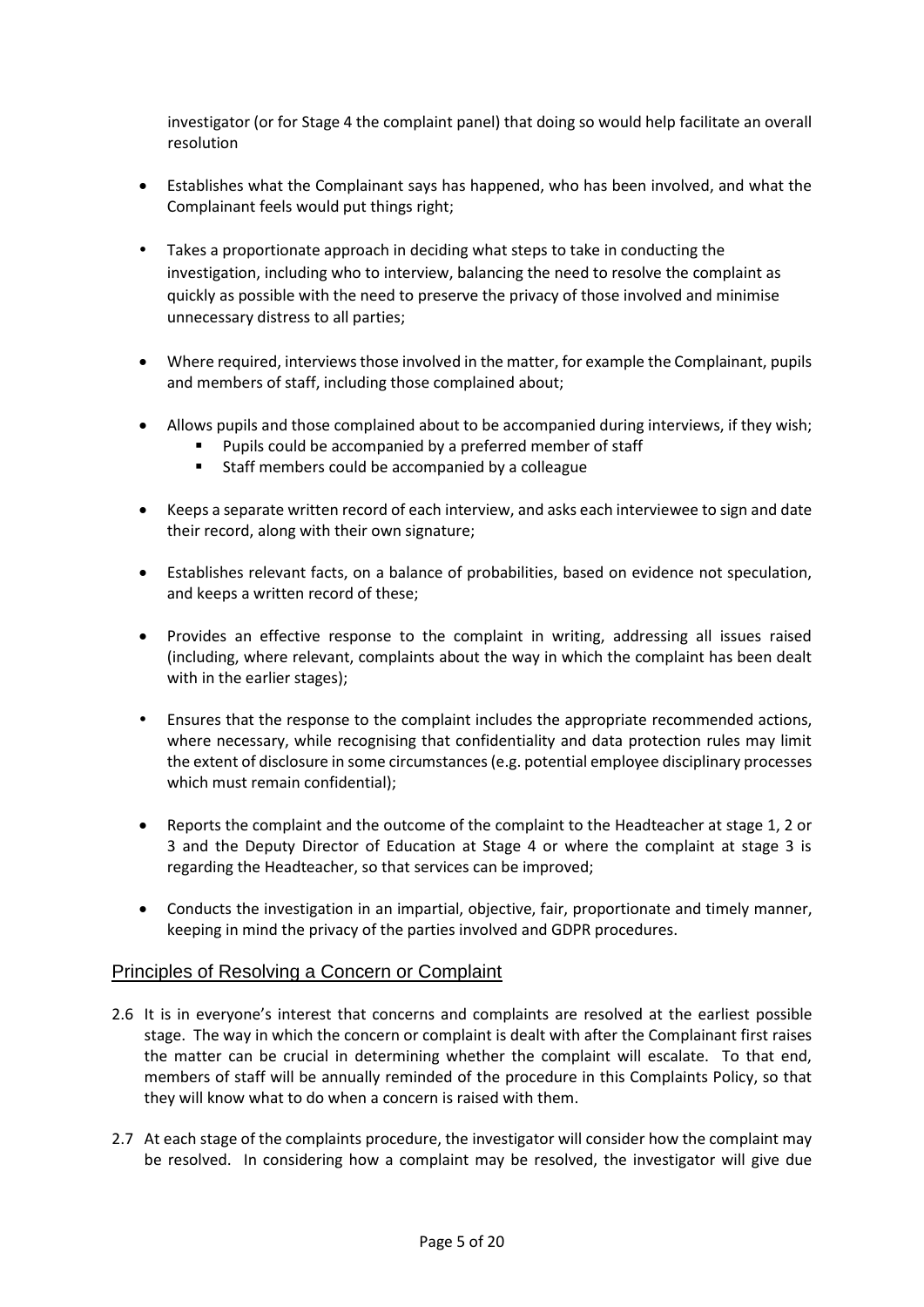investigator (or for Stage 4 the complaint panel) that doing so would help facilitate an overall resolution

- Establishes what the Complainant says has happened, who has been involved, and what the Complainant feels would put things right;
- Takes a proportionate approach in deciding what steps to take in conducting the investigation, including who to interview, balancing the need to resolve the complaint as quickly as possible with the need to preserve the privacy of those involved and minimise unnecessary distress to all parties;
- Where required, interviews those involved in the matter, for example the Complainant, pupils and members of staff, including those complained about;
- Allows pupils and those complained about to be accompanied during interviews, if they wish;
  - Pupils could be accompanied by a preferred member of staff
  - Staff members could be accompanied by a colleague
- Keeps a separate written record of each interview, and asks each interviewee to sign and date their record, along with their own signature;
- Establishes relevant facts, on a balance of probabilities, based on evidence not speculation, and keeps a written record of these;
- Provides an effective response to the complaint in writing, addressing all issues raised (including, where relevant, complaints about the way in which the complaint has been dealt with in the earlier stages);
- Ensures that the response to the complaint includes the appropriate recommended actions, where necessary, while recognising that confidentiality and data protection rules may limit the extent of disclosure in some circumstances (e.g. potential employee disciplinary processes which must remain confidential);
- Reports the complaint and the outcome of the complaint to the Headteacher at stage 1, 2 or 3 and the Deputy Director of Education at Stage 4 or where the complaint at stage 3 is regarding the Headteacher, so that services can be improved;
- Conducts the investigation in an impartial, objective, fair, proportionate and timely manner, keeping in mind the privacy of the parties involved and GDPR procedures.

## Principles of Resolving a Concern or Complaint

2.6 It is in everyone's interest that concerns and complaints are resolved at the earliest possible stage. The way in which the concern or complaint is dealt with after the Complainant first raises the matter can be crucial in determining whether the complaint will escalate. To that end, members of staff will be annually reminded of the procedure in this Complaints Policy, so that they will know what to do when a concern is raised with them.

2.7 At each stage of the complaints procedure, the investigator will consider how the complaint may be resolved. In considering how a complaint may be resolved, the investigator will give due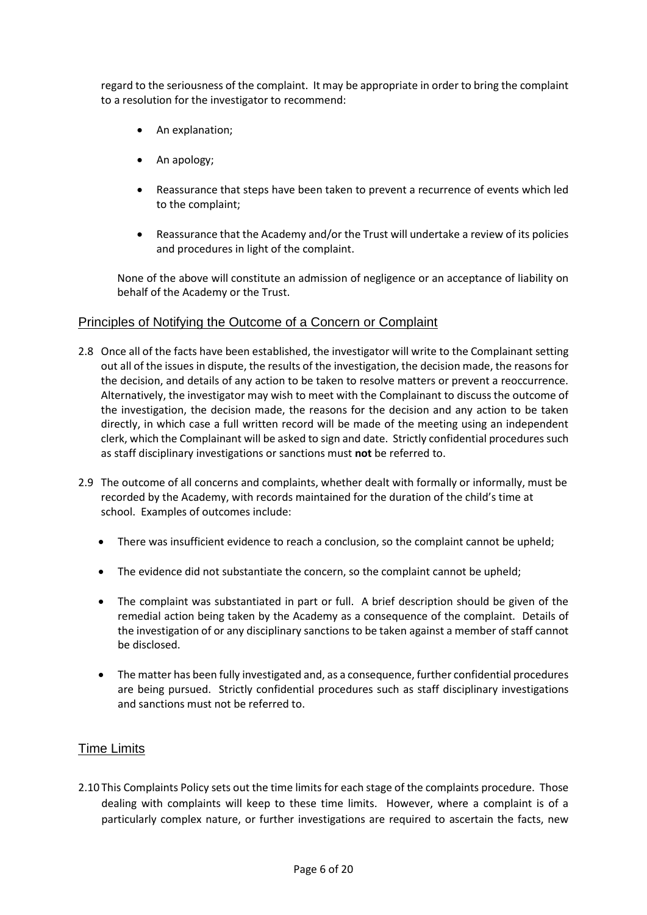regard to the seriousness of the complaint. It may be appropriate in order to bring the complaint to a resolution for the investigator to recommend:

- An explanation;
- An apology;
- Reassurance that steps have been taken to prevent a recurrence of events which led to the complaint;
- Reassurance that the Academy and/or the Trust will undertake a review of its policies and procedures in light of the complaint.

None of the above will constitute an admission of negligence or an acceptance of liability on behalf of the Academy or the Trust.

## Principles of Notifying the Outcome of a Concern or Complaint

2.8 Once all of the facts have been established, the investigator will write to the Complainant setting out all of the issues in dispute, the results of the investigation, the decision made, the reasons for the decision, and details of any action to be taken to resolve matters or prevent a reoccurrence. Alternatively, the investigator may wish to meet with the Complainant to discuss the outcome of the investigation, the decision made, the reasons for the decision and any action to be taken directly, in which case a full written record will be made of the meeting using an independent clerk, which the Complainant will be asked to sign and date. Strictly confidential procedures such as staff disciplinary investigations or sanctions must **not** be referred to.

2.9 The outcome of all concerns and complaints, whether dealt with formally or informally, must be recorded by the Academy, with records maintained for the duration of the child's time at school. Examples of outcomes include:

- There was insufficient evidence to reach a conclusion, so the complaint cannot be upheld;
- The evidence did not substantiate the concern, so the complaint cannot be upheld;
- The complaint was substantiated in part or full. A brief description should be given of the remedial action being taken by the Academy as a consequence of the complaint. Details of the investigation of or any disciplinary sanctions to be taken against a member of staff cannot be disclosed.
- The matter has been fully investigated and, as a consequence, further confidential procedures are being pursued. Strictly confidential procedures such as staff disciplinary investigations and sanctions must not be referred to.

## Time Limits

2.10 This Complaints Policy sets out the time limits for each stage of the complaints procedure. Those dealing with complaints will keep to these time limits. However, where a complaint is of a particularly complex nature, or further investigations are required to ascertain the facts, new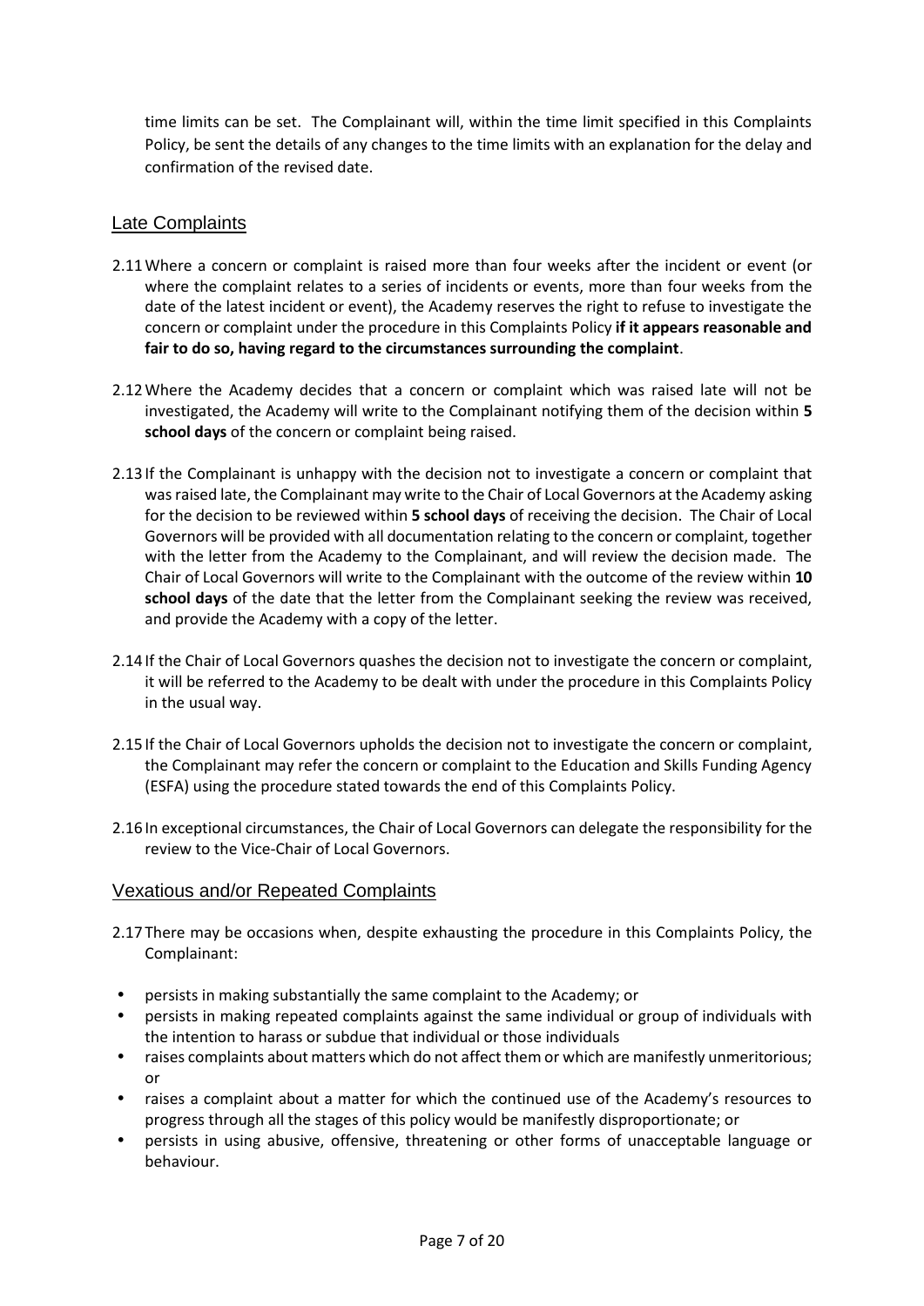time limits can be set. The Complainant will, within the time limit specified in this Complaints Policy, be sent the details of any changes to the time limits with an explanation for the delay and confirmation of the revised date.

## Late Complaints

2.11 Where a concern or complaint is raised more than four weeks after the incident or event (or where the complaint relates to a series of incidents or events, more than four weeks from the date of the latest incident or event), the Academy reserves the right to refuse to investigate the concern or complaint under the procedure in this Complaints Policy **if it appears reasonable and fair to do so, having regard to the circumstances surrounding the complaint**.

2.12 Where the Academy decides that a concern or complaint which was raised late will not be investigated, the Academy will write to the Complainant notifying them of the decision within **5 school days** of the concern or complaint being raised.

2.13 If the Complainant is unhappy with the decision not to investigate a concern or complaint that was raised late, the Complainant may write to the Chair of Local Governors at the Academy asking for the decision to be reviewed within **5 school days** of receiving the decision. The Chair of Local Governors will be provided with all documentation relating to the concern or complaint, together with the letter from the Academy to the Complainant, and will review the decision made. The Chair of Local Governors will write to the Complainant with the outcome of the review within **10 school days** of the date that the letter from the Complainant seeking the review was received, and provide the Academy with a copy of the letter.

2.14 If the Chair of Local Governors quashes the decision not to investigate the concern or complaint, it will be referred to the Academy to be dealt with under the procedure in this Complaints Policy in the usual way.

2.15 If the Chair of Local Governors upholds the decision not to investigate the concern or complaint, the Complainant may refer the concern or complaint to the Education and Skills Funding Agency (ESFA) using the procedure stated towards the end of this Complaints Policy.

2.16 In exceptional circumstances, the Chair of Local Governors can delegate the responsibility for the review to the Vice-Chair of Local Governors.

## Vexatious and/or Repeated Complaints

2.17 There may be occasions when, despite exhausting the procedure in this Complaints Policy, the Complainant:

- persists in making substantially the same complaint to the Academy; or
- persists in making repeated complaints against the same individual or group of individuals with the intention to harass or subdue that individual or those individuals
- raises complaints about matters which do not affect them or which are manifestly unmeritorious; or
- raises a complaint about a matter for which the continued use of the Academy's resources to progress through all the stages of this policy would be manifestly disproportionate; or
- persists in using abusive, offensive, threatening or other forms of unacceptable language or behaviour.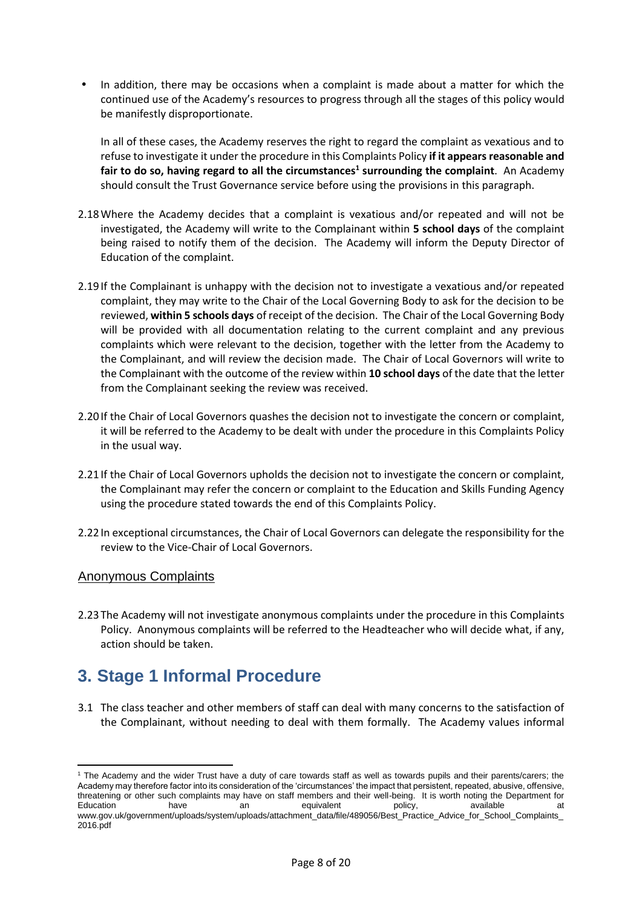- In addition, there may be occasions when a complaint is made about a matter for which the continued use of the Academy's resources to progress through all the stages of this policy would be manifestly disproportionate.

  In all of these cases, the Academy reserves the right to regard the complaint as vexatious and to refuse to investigate it under the procedure in this Complaints Policy **if it appears reasonable and fair to do so, having regard to all the circumstances[1] surrounding the complaint**. An Academy should consult the Trust Governance service before using the provisions in this paragraph.

2.18 Where the Academy decides that a complaint is vexatious and/or repeated and will not be investigated, the Academy will write to the Complainant within **5 school days** of the complaint being raised to notify them of the decision. The Academy will inform the Deputy Director of Education of the complaint.

2.19 If the Complainant is unhappy with the decision not to investigate a vexatious and/or repeated complaint, they may write to the Chair of the Local Governing Body to ask for the decision to be reviewed, **within 5 schools days** of receipt of the decision. The Chair of the Local Governing Body will be provided with all documentation relating to the current complaint and any previous complaints which were relevant to the decision, together with the letter from the Academy to the Complainant, and will review the decision made. The Chair of Local Governors will write to the Complainant with the outcome of the review within **10 school days** of the date that the letter from the Complainant seeking the review was received.

2.20 If the Chair of Local Governors quashes the decision not to investigate the concern or complaint, it will be referred to the Academy to be dealt with under the procedure in this Complaints Policy in the usual way.

2.21 If the Chair of Local Governors upholds the decision not to investigate the concern or complaint, the Complainant may refer the concern or complaint to the Education and Skills Funding Agency using the procedure stated towards the end of this Complaints Policy.

2.22 In exceptional circumstances, the Chair of Local Governors can delegate the responsibility for the review to the Vice-Chair of Local Governors.

### Anonymous Complaints

2.23 The Academy will not investigate anonymous complaints under the procedure in this Complaints Policy. Anonymous complaints will be referred to the Headteacher who will decide what, if any, action should be taken.

## 3. Stage 1 Informal Procedure

3.1 The class teacher and other members of staff can deal with many concerns to the satisfaction of the Complainant, without needing to deal with them formally. The Academy values informal

---

[1] The Academy and the wider Trust have a duty of care towards staff as well as towards pupils and their parents/carers; the Academy may therefore factor into its consideration of the 'circumstances' the impact that persistent, repeated, abusive, offensive, threatening or other such complaints may have on staff members and their well-being. It is worth noting the Department for Education have an equivalent policy, available at www.gov.uk/government/uploads/system/uploads/attachment_data/file/489056/Best_Practice_Advice_for_School_Complaints_2016.pdf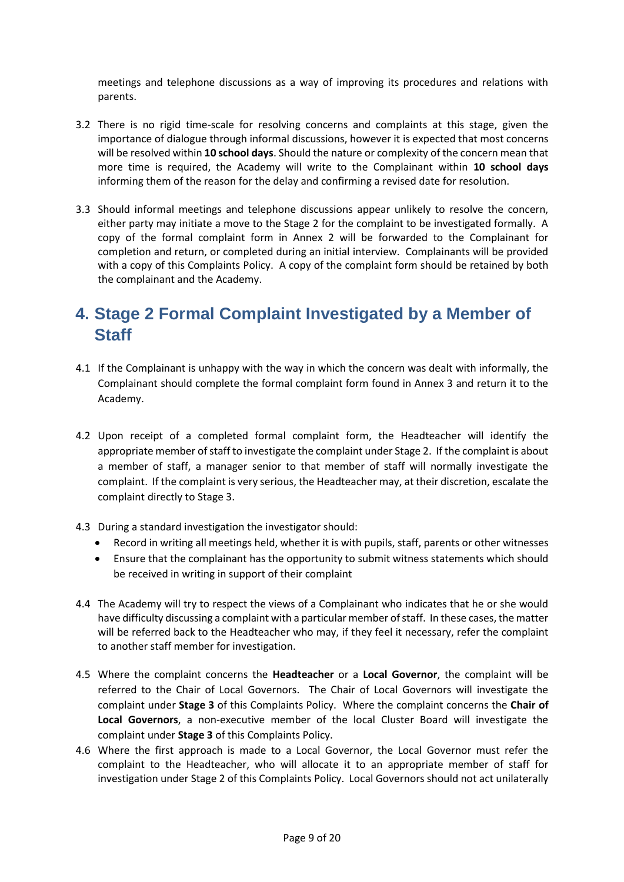meetings and telephone discussions as a way of improving its procedures and relations with parents.

3.2 There is no rigid time-scale for resolving concerns and complaints at this stage, given the importance of dialogue through informal discussions, however it is expected that most concerns will be resolved within **10 school days**. Should the nature or complexity of the concern mean that more time is required, the Academy will write to the Complainant within **10 school days** informing them of the reason for the delay and confirming a revised date for resolution.

3.3 Should informal meetings and telephone discussions appear unlikely to resolve the concern, either party may initiate a move to the Stage 2 for the complaint to be investigated formally. A copy of the formal complaint form in Annex 2 will be forwarded to the Complainant for completion and return, or completed during an initial interview. Complainants will be provided with a copy of this Complaints Policy. A copy of the complaint form should be retained by both the complainant and the Academy.

## 4. Stage 2 Formal Complaint Investigated by a Member of Staff

4.1 If the Complainant is unhappy with the way in which the concern was dealt with informally, the Complainant should complete the formal complaint form found in Annex 3 and return it to the Academy.

4.2 Upon receipt of a completed formal complaint form, the Headteacher will identify the appropriate member of staff to investigate the complaint under Stage 2. If the complaint is about a member of staff, a manager senior to that member of staff will normally investigate the complaint. If the complaint is very serious, the Headteacher may, at their discretion, escalate the complaint directly to Stage 3.

4.3 During a standard investigation the investigator should:

- Record in writing all meetings held, whether it is with pupils, staff, parents or other witnesses
- Ensure that the complainant has the opportunity to submit witness statements which should be received in writing in support of their complaint

4.4 The Academy will try to respect the views of a Complainant who indicates that he or she would have difficulty discussing a complaint with a particular member of staff. In these cases, the matter will be referred back to the Headteacher who may, if they feel it necessary, refer the complaint to another staff member for investigation.

4.5 Where the complaint concerns the **Headteacher** or a **Local Governor**, the complaint will be referred to the Chair of Local Governors. The Chair of Local Governors will investigate the complaint under **Stage 3** of this Complaints Policy. Where the complaint concerns the **Chair of Local Governors**, a non-executive member of the local Cluster Board will investigate the complaint under **Stage 3** of this Complaints Policy.

4.6 Where the first approach is made to a Local Governor, the Local Governor must refer the complaint to the Headteacher, who will allocate it to an appropriate member of staff for investigation under Stage 2 of this Complaints Policy. Local Governors should not act unilaterally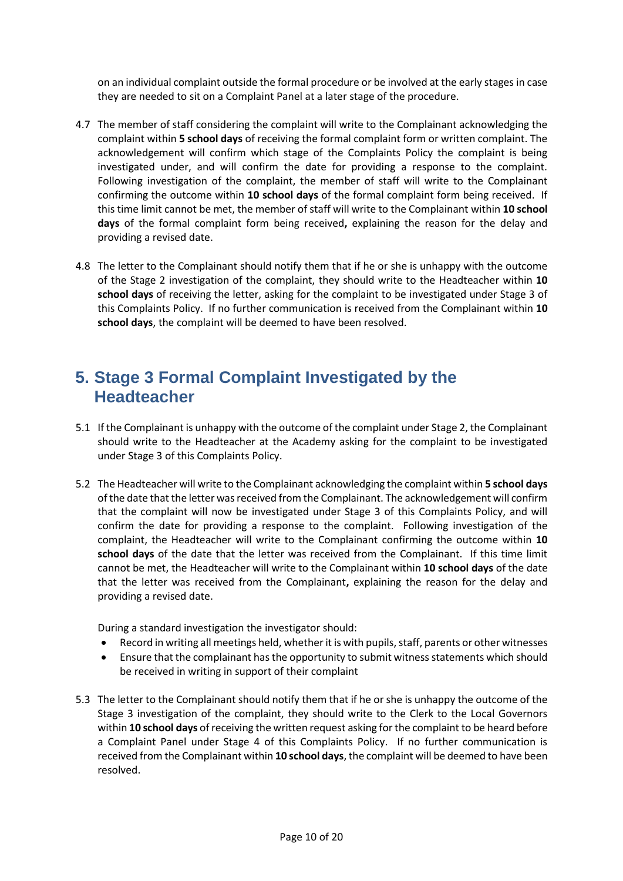on an individual complaint outside the formal procedure or be involved at the early stages in case they are needed to sit on a Complaint Panel at a later stage of the procedure.

4.7 The member of staff considering the complaint will write to the Complainant acknowledging the complaint within **5 school days** of receiving the formal complaint form or written complaint. The acknowledgement will confirm which stage of the Complaints Policy the complaint is being investigated under, and will confirm the date for providing a response to the complaint. Following investigation of the complaint, the member of staff will write to the Complainant confirming the outcome within **10 school days** of the formal complaint form being received. If this time limit cannot be met, the member of staff will write to the Complainant within **10 school days** of the formal complaint form being received**,** explaining the reason for the delay and providing a revised date.

4.8 The letter to the Complainant should notify them that if he or she is unhappy with the outcome of the Stage 2 investigation of the complaint, they should write to the Headteacher within **10 school days** of receiving the letter, asking for the complaint to be investigated under Stage 3 of this Complaints Policy. If no further communication is received from the Complainant within **10 school days**, the complaint will be deemed to have been resolved.

## 5. Stage 3 Formal Complaint Investigated by the Headteacher

5.1 If the Complainant is unhappy with the outcome of the complaint under Stage 2, the Complainant should write to the Headteacher at the Academy asking for the complaint to be investigated under Stage 3 of this Complaints Policy.

5.2 The Headteacher will write to the Complainant acknowledging the complaint within **5 school days** of the date that the letter was received from the Complainant. The acknowledgement will confirm that the complaint will now be investigated under Stage 3 of this Complaints Policy, and will confirm the date for providing a response to the complaint. Following investigation of the complaint, the Headteacher will write to the Complainant confirming the outcome within **10 school days** of the date that the letter was received from the Complainant. If this time limit cannot be met, the Headteacher will write to the Complainant within **10 school days** of the date that the letter was received from the Complainant**,** explaining the reason for the delay and providing a revised date.

During a standard investigation the investigator should:

- Record in writing all meetings held, whether it is with pupils, staff, parents or other witnesses
- Ensure that the complainant has the opportunity to submit witness statements which should be received in writing in support of their complaint

5.3 The letter to the Complainant should notify them that if he or she is unhappy the outcome of the Stage 3 investigation of the complaint, they should write to the Clerk to the Local Governors within **10 school days** of receiving the written request asking for the complaint to be heard before a Complaint Panel under Stage 4 of this Complaints Policy. If no further communication is received from the Complainant within **10 school days**, the complaint will be deemed to have been resolved.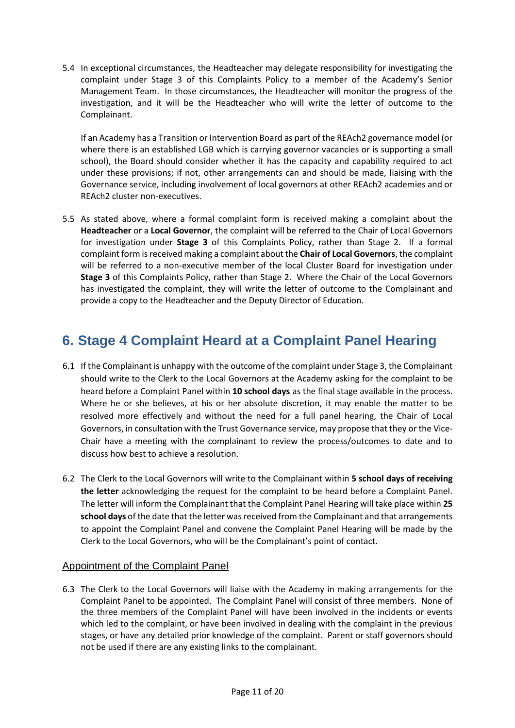5.4 In exceptional circumstances, the Headteacher may delegate responsibility for investigating the complaint under Stage 3 of this Complaints Policy to a member of the Academy's Senior Management Team. In those circumstances, the Headteacher will monitor the progress of the investigation, and it will be the Headteacher who will write the letter of outcome to the Complainant.

    If an Academy has a Transition or Intervention Board as part of the REAch2 governance model (or where there is an established LGB which is carrying governor vacancies or is supporting a small school), the Board should consider whether it has the capacity and capability required to act under these provisions; if not, other arrangements can and should be made, liaising with the Governance service, including involvement of local governors at other REAch2 academies and or REAch2 cluster non-executives.

5.5 As stated above, where a formal complaint form is received making a complaint about the **Headteacher** or a **Local Governor**, the complaint will be referred to the Chair of Local Governors for investigation under **Stage 3** of this Complaints Policy, rather than Stage 2. If a formal complaint form is received making a complaint about the **Chair of Local Governors**, the complaint will be referred to a non-executive member of the local Cluster Board for investigation under **Stage 3** of this Complaints Policy, rather than Stage 2. Where the Chair of the Local Governors has investigated the complaint, they will write the letter of outcome to the Complainant and provide a copy to the Headteacher and the Deputy Director of Education.

## 6. Stage 4 Complaint Heard at a Complaint Panel Hearing

6.1 If the Complainant is unhappy with the outcome of the complaint under Stage 3, the Complainant should write to the Clerk to the Local Governors at the Academy asking for the complaint to be heard before a Complaint Panel within **10 school days** as the final stage available in the process. Where he or she believes, at his or her absolute discretion, it may enable the matter to be resolved more effectively and without the need for a full panel hearing, the Chair of Local Governors, in consultation with the Trust Governance service, may propose that they or the Vice-Chair have a meeting with the complainant to review the process/outcomes to date and to discuss how best to achieve a resolution.

6.2 The Clerk to the Local Governors will write to the Complainant within **5 school days of receiving the letter** acknowledging the request for the complaint to be heard before a Complaint Panel. The letter will inform the Complainant that the Complaint Panel Hearing will take place within **25 school days** of the date that the letter was received from the Complainant and that arrangements to appoint the Complaint Panel and convene the Complaint Panel Hearing will be made by the Clerk to the Local Governors, who will be the Complainant's point of contact.

### Appointment of the Complaint Panel

6.3 The Clerk to the Local Governors will liaise with the Academy in making arrangements for the Complaint Panel to be appointed. The Complaint Panel will consist of three members. None of the three members of the Complaint Panel will have been involved in the incidents or events which led to the complaint, or have been involved in dealing with the complaint in the previous stages, or have any detailed prior knowledge of the complaint. Parent or staff governors should not be used if there are any existing links to the complainant.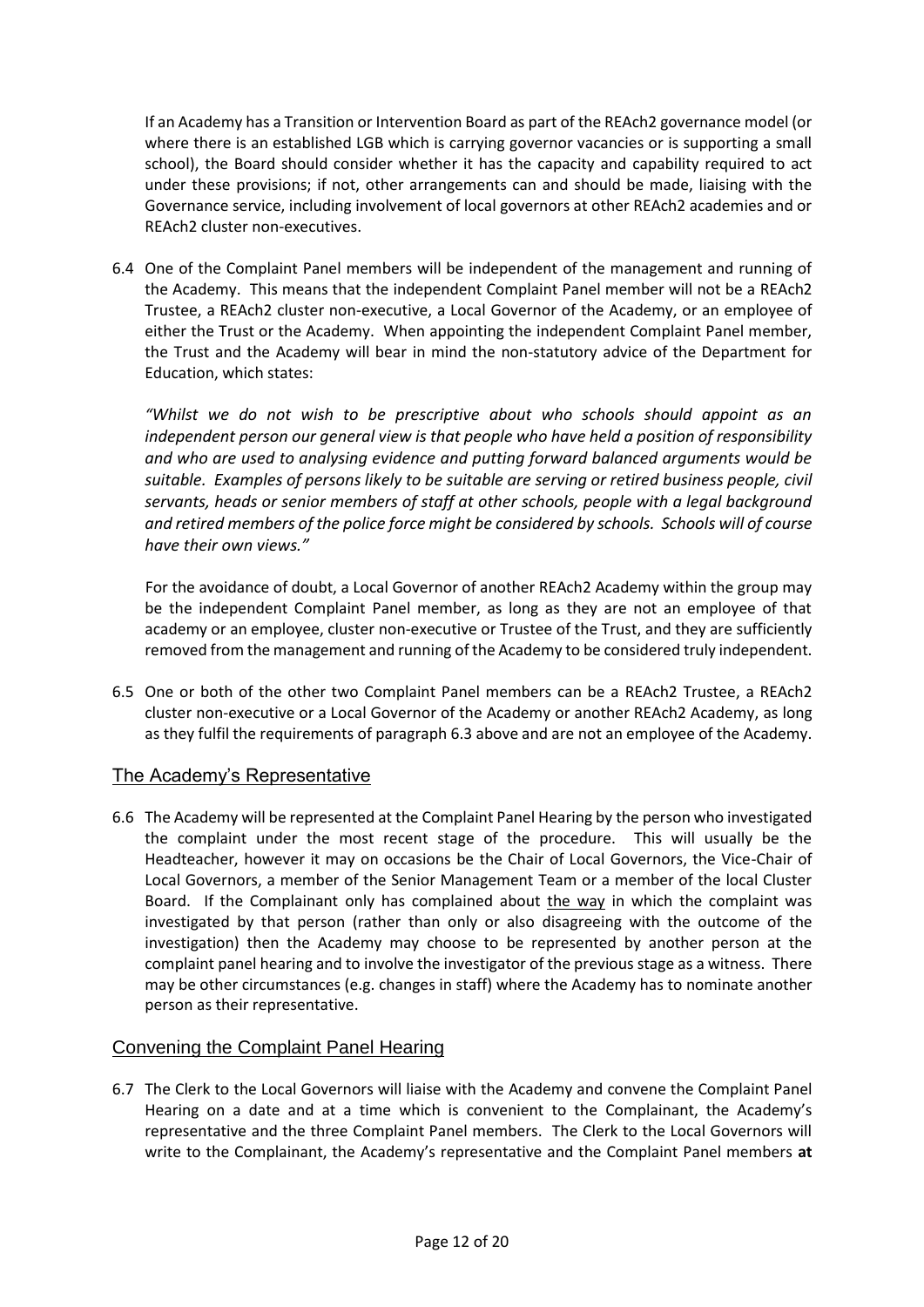If an Academy has a Transition or Intervention Board as part of the REAch2 governance model (or where there is an established LGB which is carrying governor vacancies or is supporting a small school), the Board should consider whether it has the capacity and capability required to act under these provisions; if not, other arrangements can and should be made, liaising with the Governance service, including involvement of local governors at other REAch2 academies and or REAch2 cluster non-executives.

6.4 One of the Complaint Panel members will be independent of the management and running of the Academy. This means that the independent Complaint Panel member will not be a REAch2 Trustee, a REAch2 cluster non-executive, a Local Governor of the Academy, or an employee of either the Trust or the Academy. When appointing the independent Complaint Panel member, the Trust and the Academy will bear in mind the non-statutory advice of the Department for Education, which states:

*"Whilst we do not wish to be prescriptive about who schools should appoint as an independent person our general view is that people who have held a position of responsibility and who are used to analysing evidence and putting forward balanced arguments would be suitable. Examples of persons likely to be suitable are serving or retired business people, civil servants, heads or senior members of staff at other schools, people with a legal background and retired members of the police force might be considered by schools. Schools will of course have their own views."*

For the avoidance of doubt, a Local Governor of another REAch2 Academy within the group may be the independent Complaint Panel member, as long as they are not an employee of that academy or an employee, cluster non-executive or Trustee of the Trust, and they are sufficiently removed from the management and running of the Academy to be considered truly independent.

6.5 One or both of the other two Complaint Panel members can be a REAch2 Trustee, a REAch2 cluster non-executive or a Local Governor of the Academy or another REAch2 Academy, as long as they fulfil the requirements of paragraph 6.3 above and are not an employee of the Academy.

## The Academy's Representative

6.6 The Academy will be represented at the Complaint Panel Hearing by the person who investigated the complaint under the most recent stage of the procedure. This will usually be the Headteacher, however it may on occasions be the Chair of Local Governors, the Vice-Chair of Local Governors, a member of the Senior Management Team or a member of the local Cluster Board. If the Complainant only has complained about the way in which the complaint was investigated by that person (rather than only or also disagreeing with the outcome of the investigation) then the Academy may choose to be represented by another person at the complaint panel hearing and to involve the investigator of the previous stage as a witness. There may be other circumstances (e.g. changes in staff) where the Academy has to nominate another person as their representative.

## Convening the Complaint Panel Hearing

6.7 The Clerk to the Local Governors will liaise with the Academy and convene the Complaint Panel Hearing on a date and at a time which is convenient to the Complainant, the Academy's representative and the three Complaint Panel members. The Clerk to the Local Governors will write to the Complainant, the Academy's representative and the Complaint Panel members **at**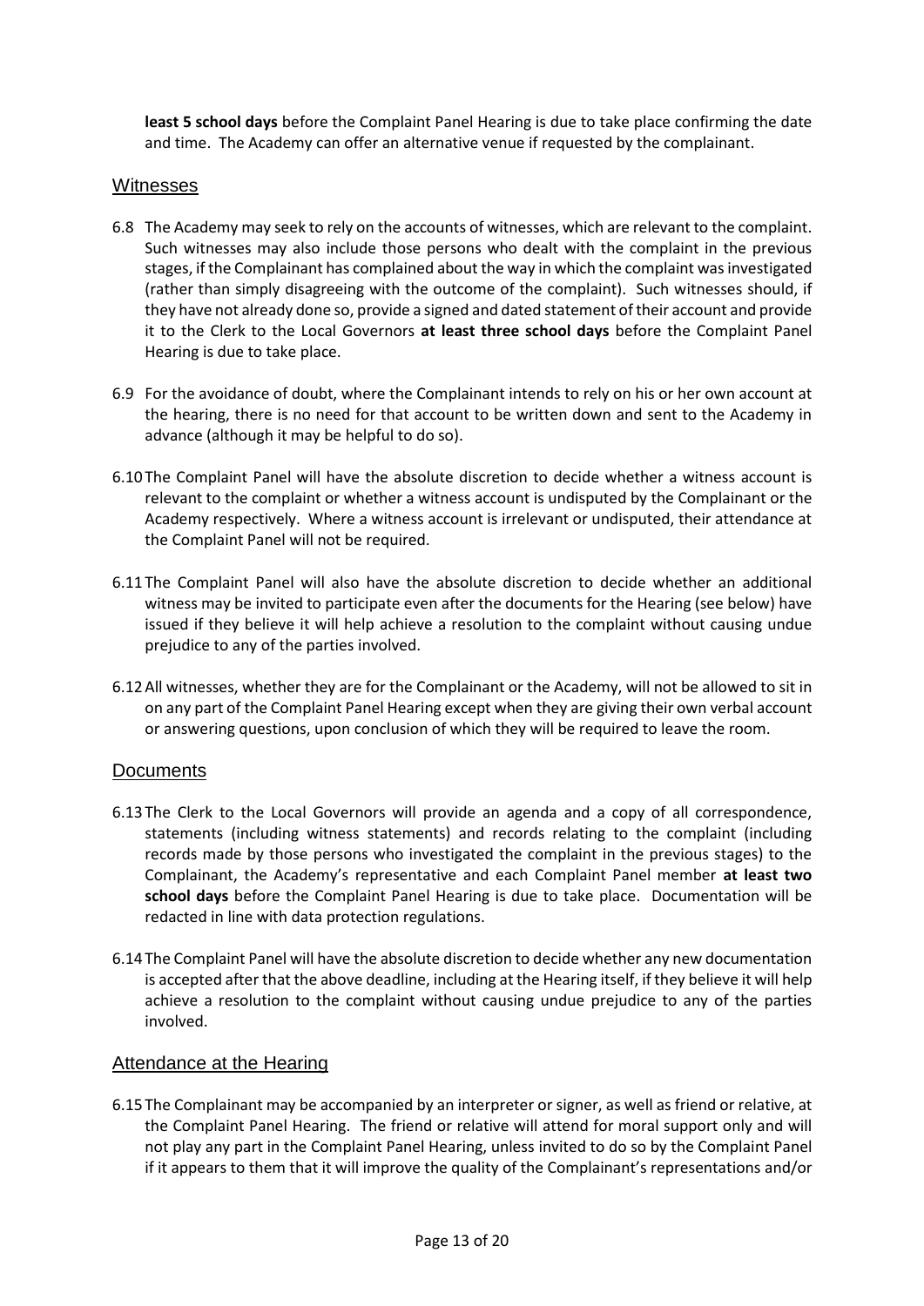**least 5 school days** before the Complaint Panel Hearing is due to take place confirming the date and time. The Academy can offer an alternative venue if requested by the complainant.

## Witnesses

6.8 The Academy may seek to rely on the accounts of witnesses, which are relevant to the complaint. Such witnesses may also include those persons who dealt with the complaint in the previous stages, if the Complainant has complained about the way in which the complaint was investigated (rather than simply disagreeing with the outcome of the complaint). Such witnesses should, if they have not already done so, provide a signed and dated statement of their account and provide it to the Clerk to the Local Governors **at least three school days** before the Complaint Panel Hearing is due to take place.

6.9 For the avoidance of doubt, where the Complainant intends to rely on his or her own account at the hearing, there is no need for that account to be written down and sent to the Academy in advance (although it may be helpful to do so).

6.10 The Complaint Panel will have the absolute discretion to decide whether a witness account is relevant to the complaint or whether a witness account is undisputed by the Complainant or the Academy respectively. Where a witness account is irrelevant or undisputed, their attendance at the Complaint Panel will not be required.

6.11 The Complaint Panel will also have the absolute discretion to decide whether an additional witness may be invited to participate even after the documents for the Hearing (see below) have issued if they believe it will help achieve a resolution to the complaint without causing undue prejudice to any of the parties involved.

6.12 All witnesses, whether they are for the Complainant or the Academy, will not be allowed to sit in on any part of the Complaint Panel Hearing except when they are giving their own verbal account or answering questions, upon conclusion of which they will be required to leave the room.

## Documents

6.13 The Clerk to the Local Governors will provide an agenda and a copy of all correspondence, statements (including witness statements) and records relating to the complaint (including records made by those persons who investigated the complaint in the previous stages) to the Complainant, the Academy's representative and each Complaint Panel member **at least two school days** before the Complaint Panel Hearing is due to take place. Documentation will be redacted in line with data protection regulations.

6.14 The Complaint Panel will have the absolute discretion to decide whether any new documentation is accepted after that the above deadline, including at the Hearing itself, if they believe it will help achieve a resolution to the complaint without causing undue prejudice to any of the parties involved.

## Attendance at the Hearing

6.15 The Complainant may be accompanied by an interpreter or signer, as well as friend or relative, at the Complaint Panel Hearing. The friend or relative will attend for moral support only and will not play any part in the Complaint Panel Hearing, unless invited to do so by the Complaint Panel if it appears to them that it will improve the quality of the Complainant's representations and/or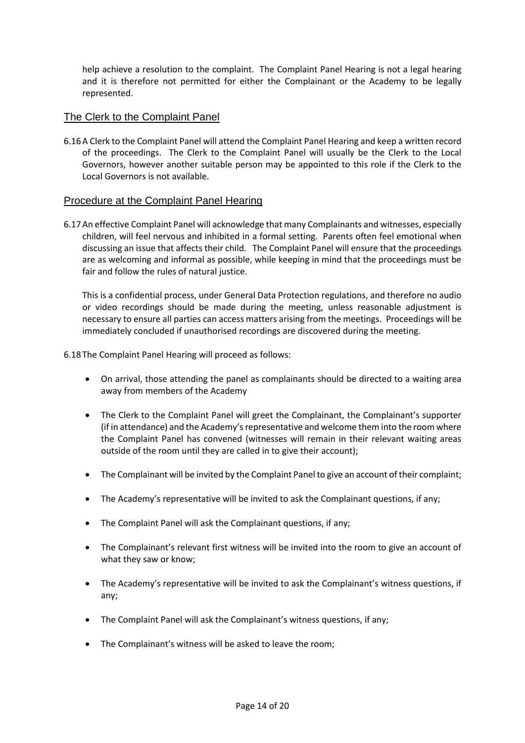help achieve a resolution to the complaint. The Complaint Panel Hearing is not a legal hearing and it is therefore not permitted for either the Complainant or the Academy to be legally represented.

## The Clerk to the Complaint Panel

6.16 A Clerk to the Complaint Panel will attend the Complaint Panel Hearing and keep a written record of the proceedings. The Clerk to the Complaint Panel will usually be the Clerk to the Local Governors, however another suitable person may be appointed to this role if the Clerk to the Local Governors is not available.

## Procedure at the Complaint Panel Hearing

6.17 An effective Complaint Panel will acknowledge that many Complainants and witnesses, especially children, will feel nervous and inhibited in a formal setting. Parents often feel emotional when discussing an issue that affects their child. The Complaint Panel will ensure that the proceedings are as welcoming and informal as possible, while keeping in mind that the proceedings must be fair and follow the rules of natural justice.

This is a confidential process, under General Data Protection regulations, and therefore no audio or video recordings should be made during the meeting, unless reasonable adjustment is necessary to ensure all parties can access matters arising from the meetings. Proceedings will be immediately concluded if unauthorised recordings are discovered during the meeting.

6.18 The Complaint Panel Hearing will proceed as follows:

- On arrival, those attending the panel as complainants should be directed to a waiting area away from members of the Academy
- The Clerk to the Complaint Panel will greet the Complainant, the Complainant's supporter (if in attendance) and the Academy's representative and welcome them into the room where the Complaint Panel has convened (witnesses will remain in their relevant waiting areas outside of the room until they are called in to give their account);
- The Complainant will be invited by the Complaint Panel to give an account of their complaint;
- The Academy's representative will be invited to ask the Complainant questions, if any;
- The Complaint Panel will ask the Complainant questions, if any;
- The Complainant's relevant first witness will be invited into the room to give an account of what they saw or know;
- The Academy's representative will be invited to ask the Complainant's witness questions, if any;
- The Complaint Panel will ask the Complainant's witness questions, if any;
- The Complainant's witness will be asked to leave the room;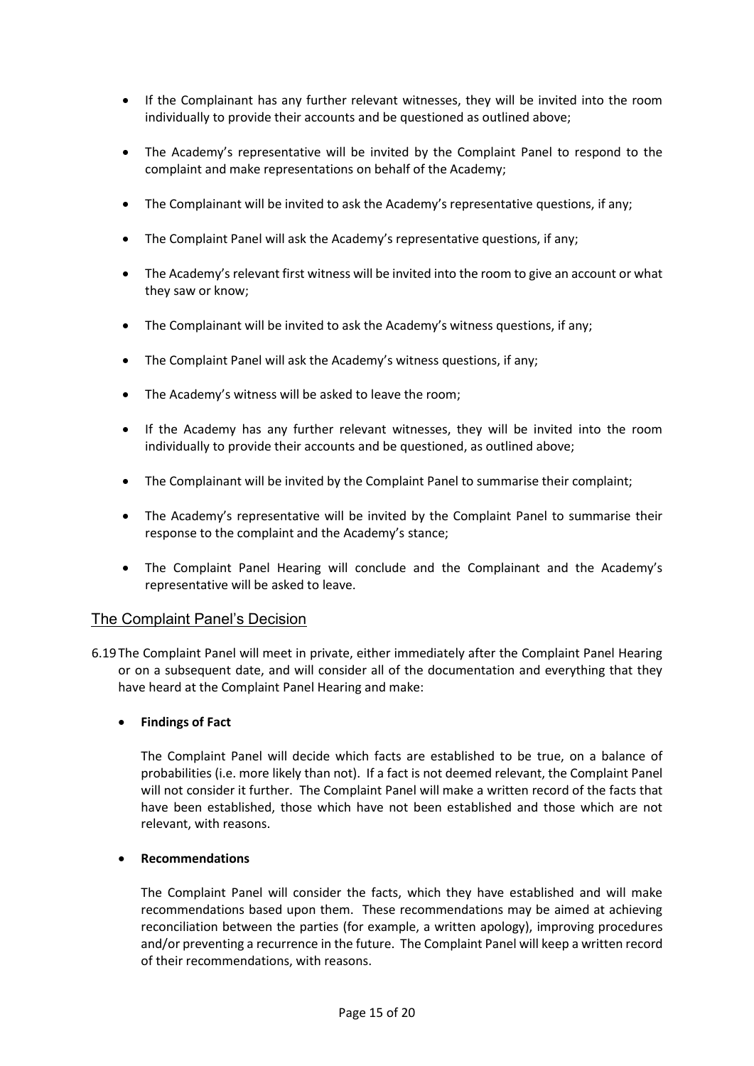- If the Complainant has any further relevant witnesses, they will be invited into the room individually to provide their accounts and be questioned as outlined above;
- The Academy's representative will be invited by the Complaint Panel to respond to the complaint and make representations on behalf of the Academy;
- The Complainant will be invited to ask the Academy's representative questions, if any;
- The Complaint Panel will ask the Academy's representative questions, if any;
- The Academy's relevant first witness will be invited into the room to give an account or what they saw or know;
- The Complainant will be invited to ask the Academy's witness questions, if any;
- The Complaint Panel will ask the Academy's witness questions, if any;
- The Academy's witness will be asked to leave the room;
- If the Academy has any further relevant witnesses, they will be invited into the room individually to provide their accounts and be questioned, as outlined above;
- The Complainant will be invited by the Complaint Panel to summarise their complaint;
- The Academy's representative will be invited by the Complaint Panel to summarise their response to the complaint and the Academy's stance;
- The Complaint Panel Hearing will conclude and the Complainant and the Academy's representative will be asked to leave.

## The Complaint Panel's Decision

6.19 The Complaint Panel will meet in private, either immediately after the Complaint Panel Hearing or on a subsequent date, and will consider all of the documentation and everything that they have heard at the Complaint Panel Hearing and make:

- **Findings of Fact**

  The Complaint Panel will decide which facts are established to be true, on a balance of probabilities (i.e. more likely than not). If a fact is not deemed relevant, the Complaint Panel will not consider it further. The Complaint Panel will make a written record of the facts that have been established, those which have not been established and those which are not relevant, with reasons.

- **Recommendations**

  The Complaint Panel will consider the facts, which they have established and will make recommendations based upon them. These recommendations may be aimed at achieving reconciliation between the parties (for example, a written apology), improving procedures and/or preventing a recurrence in the future. The Complaint Panel will keep a written record of their recommendations, with reasons.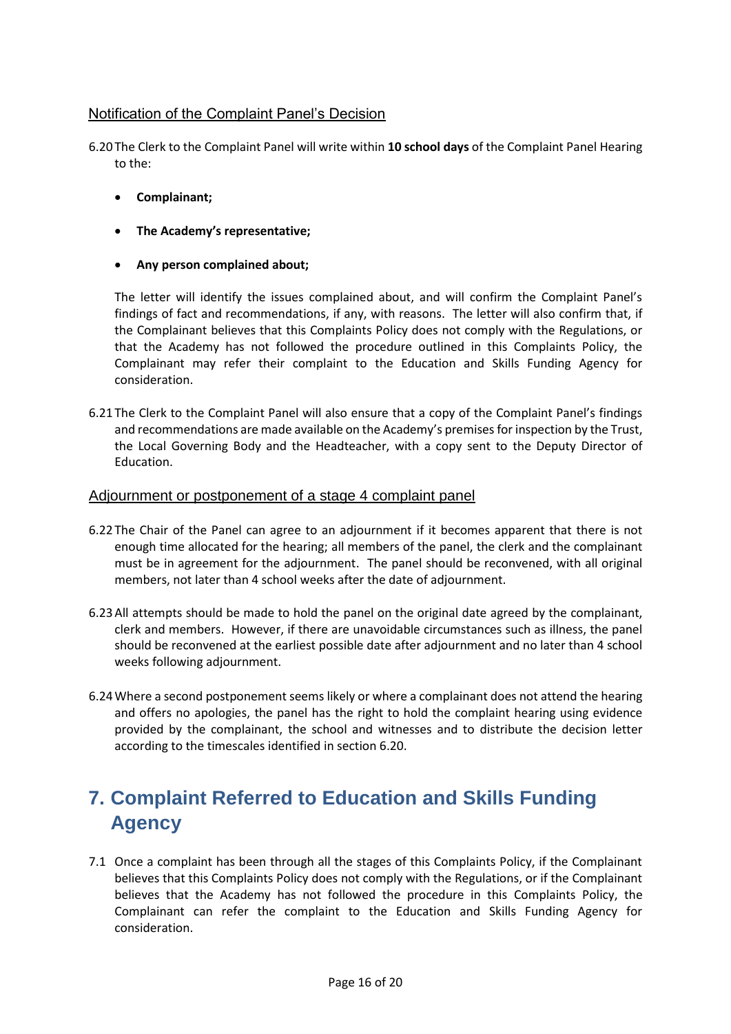Notification of the Complaint Panel's Decision

6.20 The Clerk to the Complaint Panel will write within **10 school days** of the Complaint Panel Hearing to the:

- **Complainant;**
- **The Academy's representative;**
- **Any person complained about;**

The letter will identify the issues complained about, and will confirm the Complaint Panel's findings of fact and recommendations, if any, with reasons. The letter will also confirm that, if the Complainant believes that this Complaints Policy does not comply with the Regulations, or that the Academy has not followed the procedure outlined in this Complaints Policy, the Complainant may refer their complaint to the Education and Skills Funding Agency for consideration.

6.21 The Clerk to the Complaint Panel will also ensure that a copy of the Complaint Panel's findings and recommendations are made available on the Academy's premises for inspection by the Trust, the Local Governing Body and the Headteacher, with a copy sent to the Deputy Director of Education.

Adjournment or postponement of a stage 4 complaint panel

6.22 The Chair of the Panel can agree to an adjournment if it becomes apparent that there is not enough time allocated for the hearing; all members of the panel, the clerk and the complainant must be in agreement for the adjournment. The panel should be reconvened, with all original members, not later than 4 school weeks after the date of adjournment.

6.23 All attempts should be made to hold the panel on the original date agreed by the complainant, clerk and members. However, if there are unavoidable circumstances such as illness, the panel should be reconvened at the earliest possible date after adjournment and no later than 4 school weeks following adjournment.

6.24 Where a second postponement seems likely or where a complainant does not attend the hearing and offers no apologies, the panel has the right to hold the complaint hearing using evidence provided by the complainant, the school and witnesses and to distribute the decision letter according to the timescales identified in section 6.20.

# 7. Complaint Referred to Education and Skills Funding Agency

7.1 Once a complaint has been through all the stages of this Complaints Policy, if the Complainant believes that this Complaints Policy does not comply with the Regulations, or if the Complainant believes that the Academy has not followed the procedure in this Complaints Policy, the Complainant can refer the complaint to the Education and Skills Funding Agency for consideration.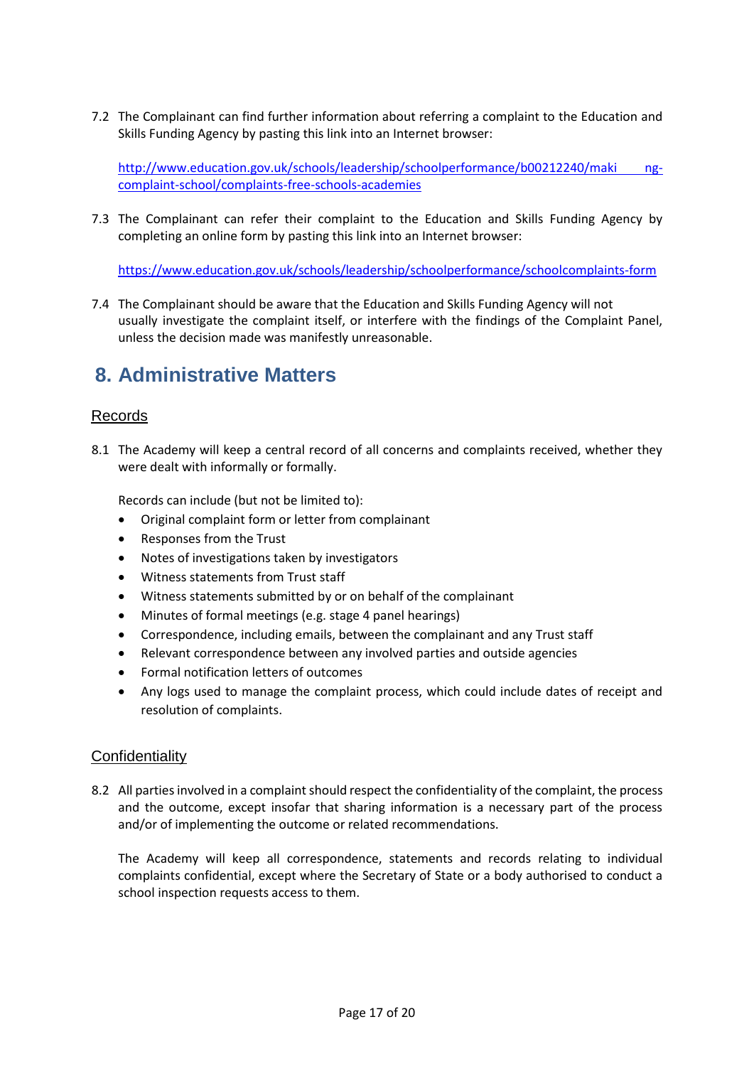7.2 The Complainant can find further information about referring a complaint to the Education and Skills Funding Agency by pasting this link into an Internet browser:

http://www.education.gov.uk/schools/leadership/schoolperformance/b00212240/making-complaint-school/complaints-free-schools-academies

7.3 The Complainant can refer their complaint to the Education and Skills Funding Agency by completing an online form by pasting this link into an Internet browser:

https://www.education.gov.uk/schools/leadership/schoolperformance/schoolcomplaints-form

7.4 The Complainant should be aware that the Education and Skills Funding Agency will not usually investigate the complaint itself, or interfere with the findings of the Complaint Panel, unless the decision made was manifestly unreasonable.

# 8. Administrative Matters

## Records

8.1 The Academy will keep a central record of all concerns and complaints received, whether they were dealt with informally or formally.

Records can include (but not be limited to):

- Original complaint form or letter from complainant
- Responses from the Trust
- Notes of investigations taken by investigators
- Witness statements from Trust staff
- Witness statements submitted by or on behalf of the complainant
- Minutes of formal meetings (e.g. stage 4 panel hearings)
- Correspondence, including emails, between the complainant and any Trust staff
- Relevant correspondence between any involved parties and outside agencies
- Formal notification letters of outcomes
- Any logs used to manage the complaint process, which could include dates of receipt and resolution of complaints.

## Confidentiality

8.2 All parties involved in a complaint should respect the confidentiality of the complaint, the process and the outcome, except insofar that sharing information is a necessary part of the process and/or of implementing the outcome or related recommendations.

The Academy will keep all correspondence, statements and records relating to individual complaints confidential, except where the Secretary of State or a body authorised to conduct a school inspection requests access to them.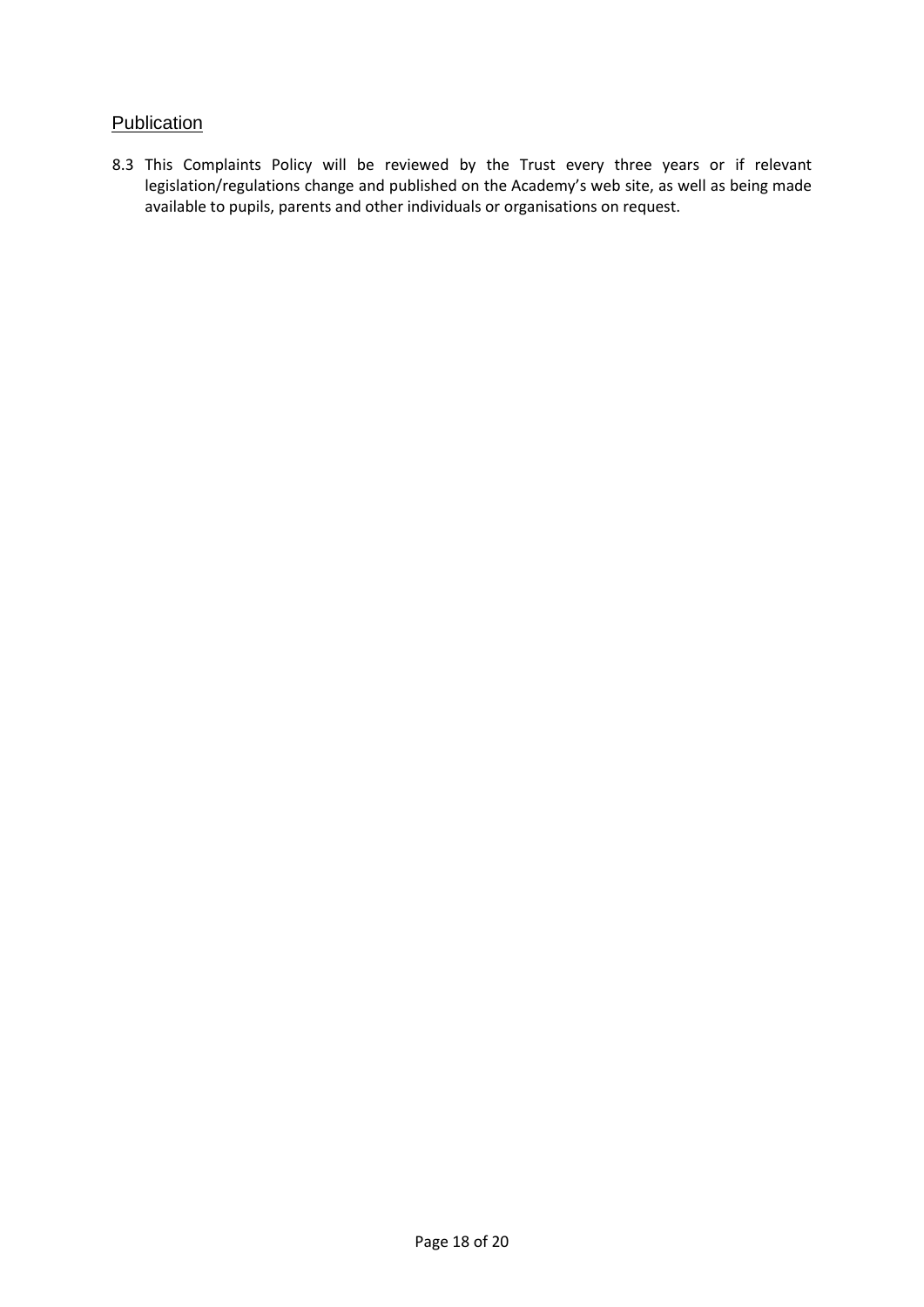## Publication

8.3 This Complaints Policy will be reviewed by the Trust every three years or if relevant legislation/regulations change and published on the Academy's web site, as well as being made available to pupils, parents and other individuals or organisations on request.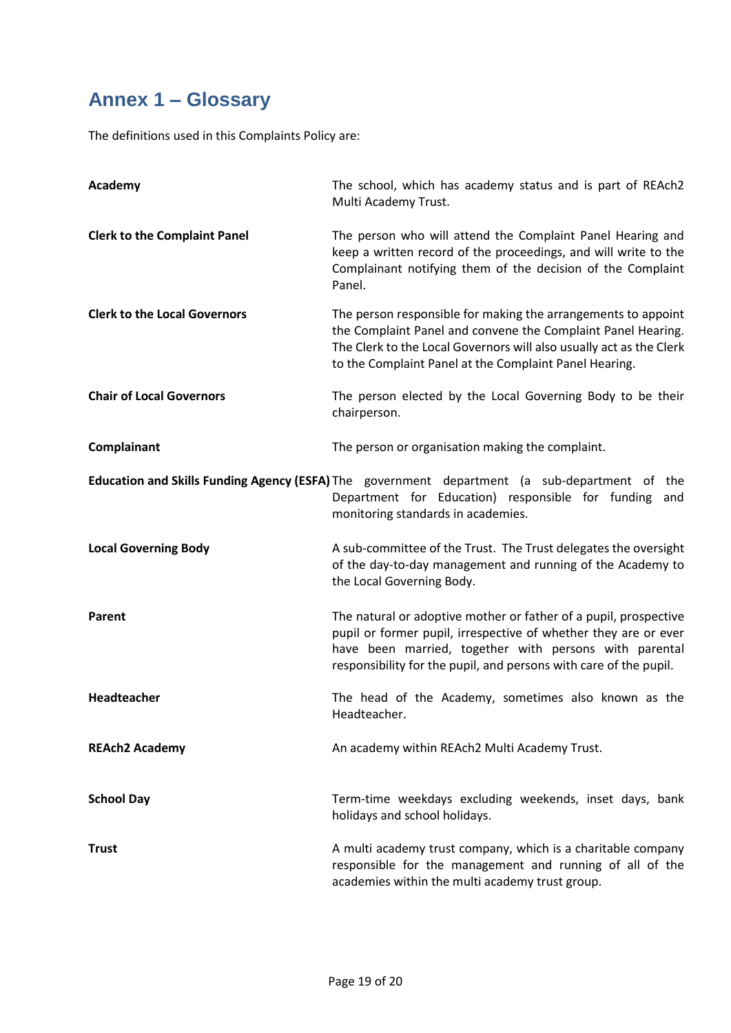# Annex 1 – Glossary

The definitions used in this Complaints Policy are:

| Term | Definition |
|---|---|
| **Academy** | The school, which has academy status and is part of REAch2 Multi Academy Trust. |
| **Clerk to the Complaint Panel** | The person who will attend the Complaint Panel Hearing and keep a written record of the proceedings, and will write to the Complainant notifying them of the decision of the Complaint Panel. |
| **Clerk to the Local Governors** | The person responsible for making the arrangements to appoint the Complaint Panel and convene the Complaint Panel Hearing. The Clerk to the Local Governors will also usually act as the Clerk to the Complaint Panel at the Complaint Panel Hearing. |
| **Chair of Local Governors** | The person elected by the Local Governing Body to be their chairperson. |
| **Complainant** | The person or organisation making the complaint. |
| **Education and Skills Funding Agency (ESFA)** | The government department (a sub-department of the Department for Education) responsible for funding and monitoring standards in academies. |
| **Local Governing Body** | A sub-committee of the Trust. The Trust delegates the oversight of the day-to-day management and running of the Academy to the Local Governing Body. |
| **Parent** | The natural or adoptive mother or father of a pupil, prospective pupil or former pupil, irrespective of whether they are or ever have been married, together with persons with parental responsibility for the pupil, and persons with care of the pupil. |
| **Headteacher** | The head of the Academy, sometimes also known as the Headteacher. |
| **REAch2 Academy** | An academy within REAch2 Multi Academy Trust. |
| **School Day** | Term-time weekdays excluding weekends, inset days, bank holidays and school holidays. |
| **Trust** | A multi academy trust company, which is a charitable company responsible for the management and running of all of the academies within the multi academy trust group. |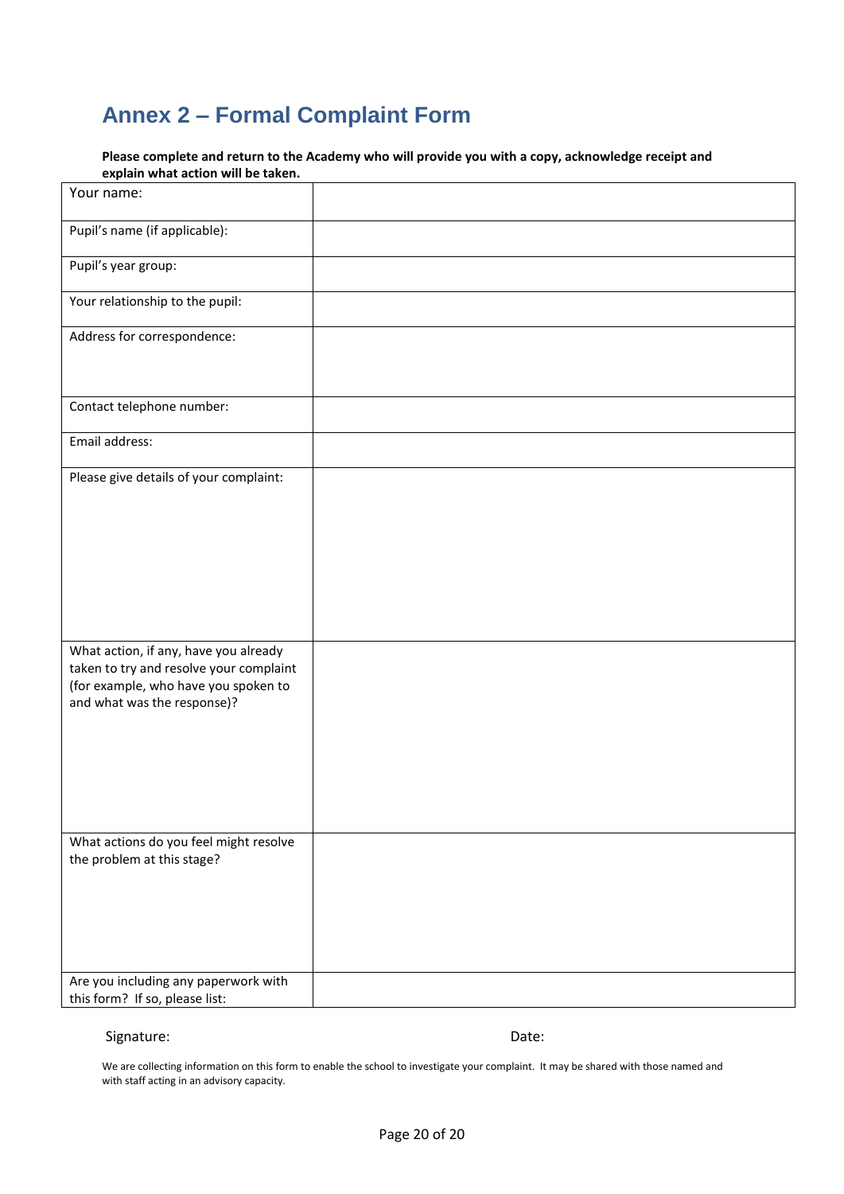## Annex 2 – Formal Complaint Form

**Please complete and return to the Academy who will provide you with a copy, acknowledge receipt and explain what action will be taken.**

| | |
|---|---|
| Your name: | |
| Pupil's name (if applicable): | |
| Pupil's year group: | |
| Your relationship to the pupil: | |
| Address for correspondence: | |
| Contact telephone number: | |
| Email address: | |
| Please give details of your complaint: | |
| What action, if any, have you already taken to try and resolve your complaint (for example, who have you spoken to and what was the response)? | |
| What actions do you feel might resolve the problem at this stage? | |
| Are you including any paperwork with this form? If so, please list: | |

Signature: Date:

We are collecting information on this form to enable the school to investigate your complaint. It may be shared with those named and with staff acting in an advisory capacity.